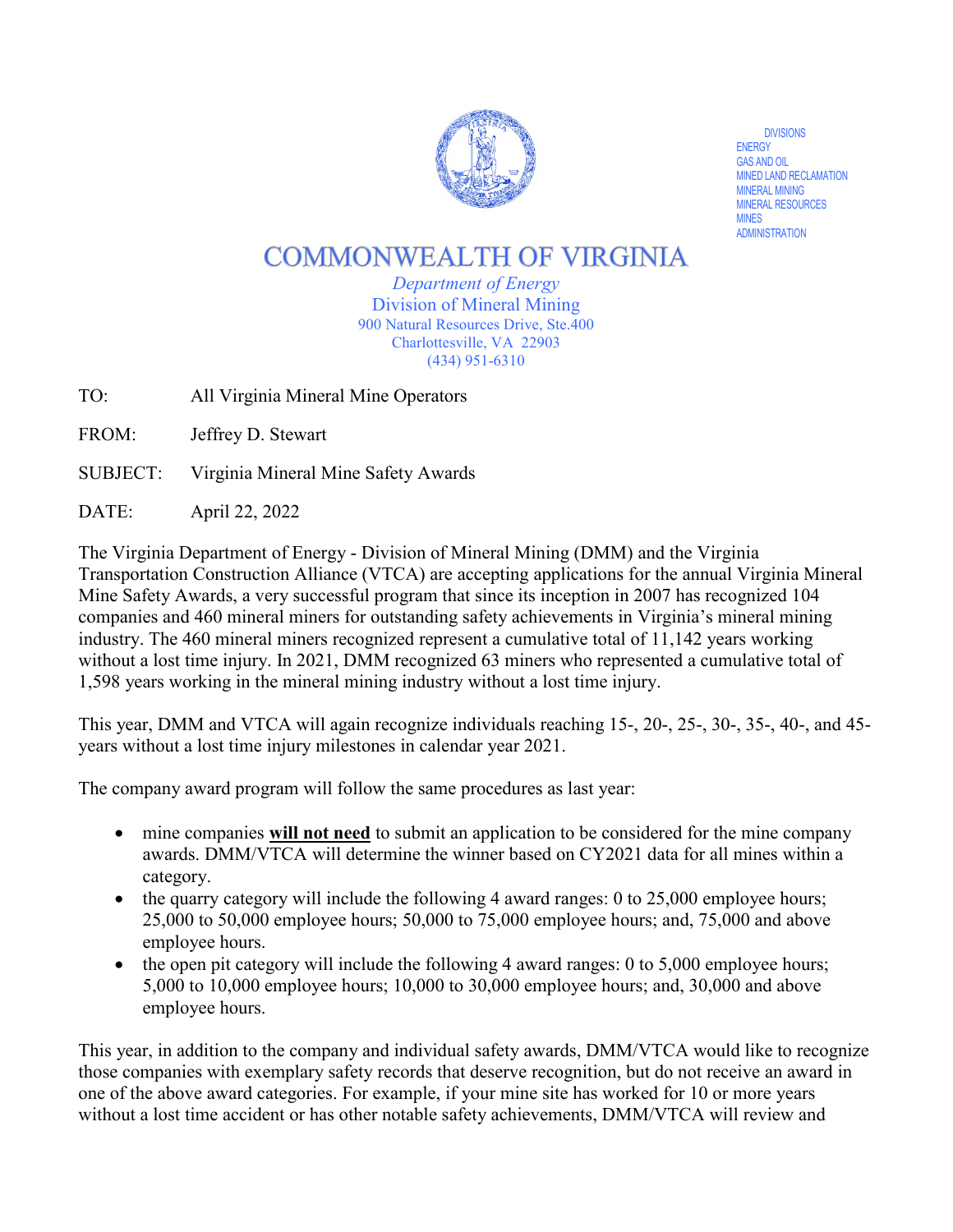DIVISIONS
ENERGY
GAS AND OIL
MINED LAND RECLAMATION
MINERAL MINING
MINERAL RESOURCES
MINES
ADMINISTRATION

# COMMONWEALTH OF VIRGINIA

*Department of Energy*
Division of Mineral Mining
900 Natural Resources Drive, Ste.400
Charlottesville, VA 22903
(434) 951-6310

TO: All Virginia Mineral Mine Operators

FROM: Jeffrey D. Stewart

SUBJECT: Virginia Mineral Mine Safety Awards

DATE: April 22, 2022

The Virginia Department of Energy - Division of Mineral Mining (DMM) and the Virginia Transportation Construction Alliance (VTCA) are accepting applications for the annual Virginia Mineral Mine Safety Awards, a very successful program that since its inception in 2007 has recognized 104 companies and 460 mineral miners for outstanding safety achievements in Virginia's mineral mining industry. The 460 mineral miners recognized represent a cumulative total of 11,142 years working without a lost time injury. In 2021, DMM recognized 63 miners who represented a cumulative total of 1,598 years working in the mineral mining industry without a lost time injury.

This year, DMM and VTCA will again recognize individuals reaching 15-, 20-, 25-, 30-, 35-, 40-, and 45-years without a lost time injury milestones in calendar year 2021.

The company award program will follow the same procedures as last year:

- mine companies **will not need** to submit an application to be considered for the mine company awards. DMM/VTCA will determine the winner based on CY2021 data for all mines within a category.
- the quarry category will include the following 4 award ranges: 0 to 25,000 employee hours; 25,000 to 50,000 employee hours; 50,000 to 75,000 employee hours; and, 75,000 and above employee hours.
- the open pit category will include the following 4 award ranges: 0 to 5,000 employee hours; 5,000 to 10,000 employee hours; 10,000 to 30,000 employee hours; and, 30,000 and above employee hours.

This year, in addition to the company and individual safety awards, DMM/VTCA would like to recognize those companies with exemplary safety records that deserve recognition, but do not receive an award in one of the above award categories. For example, if your mine site has worked for 10 or more years without a lost time accident or has other notable safety achievements, DMM/VTCA will review and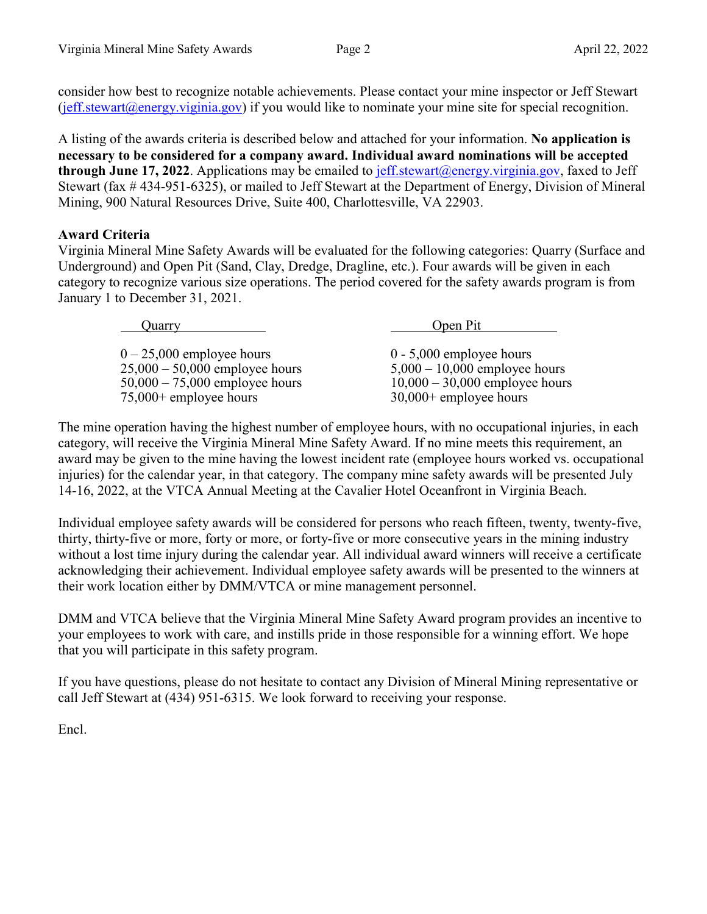consider how best to recognize notable achievements. Please contact your mine inspector or Jeff Stewart (jeff.stewart@energy.viginia.gov) if you would like to nominate your mine site for special recognition.

A listing of the awards criteria is described below and attached for your information. **No application is necessary to be considered for a company award. Individual award nominations will be accepted through June 17, 2022**. Applications may be emailed to jeff.stewart@energy.virginia.gov, faxed to Jeff Stewart (fax # 434-951-6325), or mailed to Jeff Stewart at the Department of Energy, Division of Mineral Mining, 900 Natural Resources Drive, Suite 400, Charlottesville, VA 22903.

**Award Criteria**
Virginia Mineral Mine Safety Awards will be evaluated for the following categories: Quarry (Surface and Underground) and Open Pit (Sand, Clay, Dredge, Dragline, etc.). Four awards will be given in each category to recognize various size operations. The period covered for the safety awards program is from January 1 to December 31, 2021.

| Quarry | Open Pit |
|---|---|
| 0 – 25,000 employee hours | 0 - 5,000 employee hours |
| 25,000 – 50,000 employee hours | 5,000 – 10,000 employee hours |
| 50,000 – 75,000 employee hours | 10,000 – 30,000 employee hours |
| 75,000+ employee hours | 30,000+ employee hours |

The mine operation having the highest number of employee hours, with no occupational injuries, in each category, will receive the Virginia Mineral Mine Safety Award. If no mine meets this requirement, an award may be given to the mine having the lowest incident rate (employee hours worked vs. occupational injuries) for the calendar year, in that category. The company mine safety awards will be presented July 14-16, 2022, at the VTCA Annual Meeting at the Cavalier Hotel Oceanfront in Virginia Beach.

Individual employee safety awards will be considered for persons who reach fifteen, twenty, twenty-five, thirty, thirty-five or more, forty or more, or forty-five or more consecutive years in the mining industry without a lost time injury during the calendar year. All individual award winners will receive a certificate acknowledging their achievement. Individual employee safety awards will be presented to the winners at their work location either by DMM/VTCA or mine management personnel.

DMM and VTCA believe that the Virginia Mineral Mine Safety Award program provides an incentive to your employees to work with care, and instills pride in those responsible for a winning effort. We hope that you will participate in this safety program.

If you have questions, please do not hesitate to contact any Division of Mineral Mining representative or call Jeff Stewart at (434) 951-6315. We look forward to receiving your response.

Encl.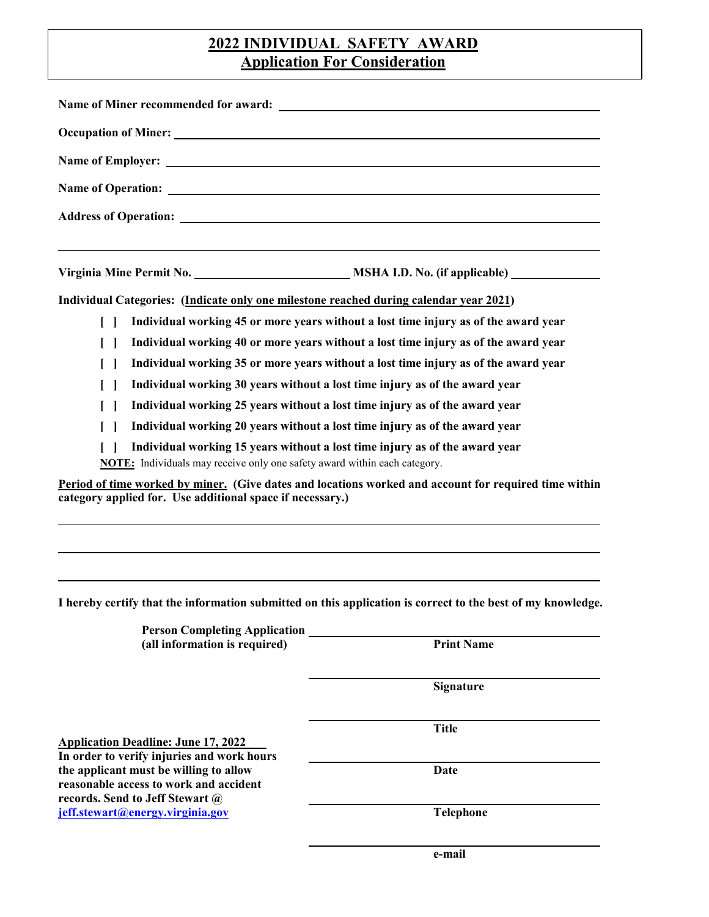# 2022 INDIVIDUAL SAFETY AWARD
## Application For Consideration

**Name of Miner recommended for award:** ______________________________

**Occupation of Miner:** ______________________________

**Name of Employer:** ______________________________

**Name of Operation:** ______________________________

**Address of Operation:** ______________________________

______________________________

**Virginia Mine Permit No.** ____________________ **MSHA I.D. No. (if applicable)** ____________

**Individual Categories: (Indicate only one milestone reached during calendar year 2021)**

- [ ] **Individual working 45 or more years without a lost time injury as of the award year**
- [ ] **Individual working 40 or more years without a lost time injury as of the award year**
- [ ] **Individual working 35 or more years without a lost time injury as of the award year**
- [ ] **Individual working 30 years without a lost time injury as of the award year**
- [ ] **Individual working 25 years without a lost time injury as of the award year**
- [ ] **Individual working 20 years without a lost time injury as of the award year**
- [ ] **Individual working 15 years without a lost time injury as of the award year**

**NOTE:** Individuals may receive only one safety award within each category.

**Period of time worked by miner. (Give dates and locations worked and account for required time within category applied for. Use additional space if necessary.)**

______________________________

______________________________

______________________________

**I hereby certify that the information submitted on this application is correct to the best of my knowledge.**

**Person Completing Application (all information is required)**

______________________________
**Print Name**

______________________________
**Signature**

______________________________
**Title**

______________________________
**Date**

______________________________
**Telephone**

______________________________
**e-mail**

**Application Deadline: June 17, 2022**
**In order to verify injuries and work hours the applicant must be willing to allow reasonable access to work and accident records. Send to Jeff Stewart @ jeff.stewart@energy.virginia.gov**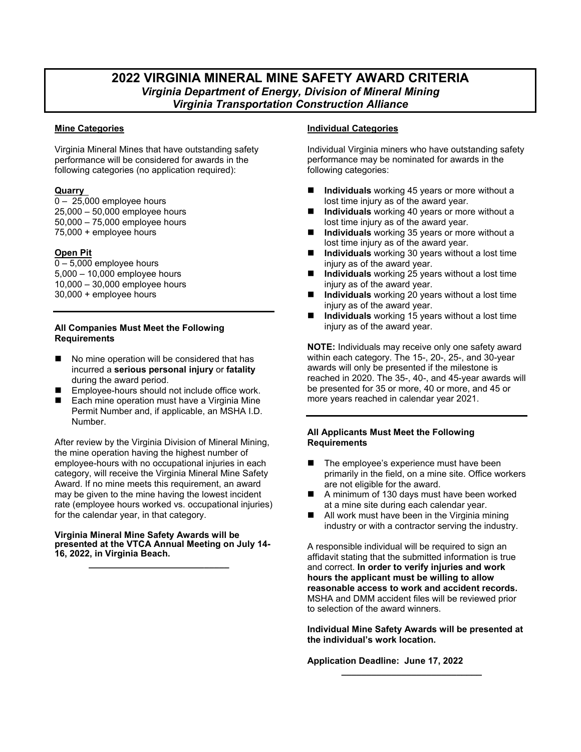# 2022 VIRGINIA MINERAL MINE SAFETY AWARD CRITERIA

***Virginia Department of Energy, Division of Mineral Mining***
***Virginia Transportation Construction Alliance***

## Mine Categories

Virginia Mineral Mines that have outstanding safety performance will be considered for awards in the following categories (no application required):

**Quarry**

0 – 25,000 employee hours
25,000 – 50,000 employee hours
50,000 – 75,000 employee hours
75,000 + employee hours

**Open Pit**

0 – 5,000 employee hours
5,000 – 10,000 employee hours
10,000 – 30,000 employee hours
30,000 + employee hours

**All Companies Must Meet the Following Requirements**

- No mine operation will be considered that has incurred a **serious personal injury** or **fatality** during the award period.
- Employee-hours should not include office work.
- Each mine operation must have a Virginia Mine Permit Number and, if applicable, an MSHA I.D. Number.

After review by the Virginia Division of Mineral Mining, the mine operation having the highest number of employee-hours with no occupational injuries in each category, will receive the Virginia Mineral Mine Safety Award. If no mine meets this requirement, an award may be given to the mine having the lowest incident rate (employee hours worked vs. occupational injuries) for the calendar year, in that category.

**Virginia Mineral Mine Safety Awards will be presented at the VTCA Annual Meeting on July 14-16, 2022, in Virginia Beach.**

## Individual Categories

Individual Virginia miners who have outstanding safety performance may be nominated for awards in the following categories:

- **Individuals** working 45 years or more without a lost time injury as of the award year.
- **Individuals** working 40 years or more without a lost time injury as of the award year.
- **Individuals** working 35 years or more without a lost time injury as of the award year.
- **Individuals** working 30 years without a lost time injury as of the award year.
- **Individuals** working 25 years without a lost time injury as of the award year.
- **Individuals** working 20 years without a lost time injury as of the award year.
- **Individuals** working 15 years without a lost time injury as of the award year.

**NOTE:** Individuals may receive only one safety award within each category. The 15-, 20-, 25-, and 30-year awards will only be presented if the milestone is reached in 2020. The 35-, 40-, and 45-year awards will be presented for 35 or more, 40 or more, and 45 or more years reached in calendar year 2021.

**All Applicants Must Meet the Following Requirements**

- The employee's experience must have been primarily in the field, on a mine site. Office workers are not eligible for the award.
- A minimum of 130 days must have been worked at a mine site during each calendar year.
- All work must have been in the Virginia mining industry or with a contractor serving the industry.

A responsible individual will be required to sign an affidavit stating that the submitted information is true and correct. **In order to verify injuries and work hours the applicant must be willing to allow reasonable access to work and accident records.** MSHA and DMM accident files will be reviewed prior to selection of the award winners.

**Individual Mine Safety Awards will be presented at the individual's work location.**

**Application Deadline: June 17, 2022**